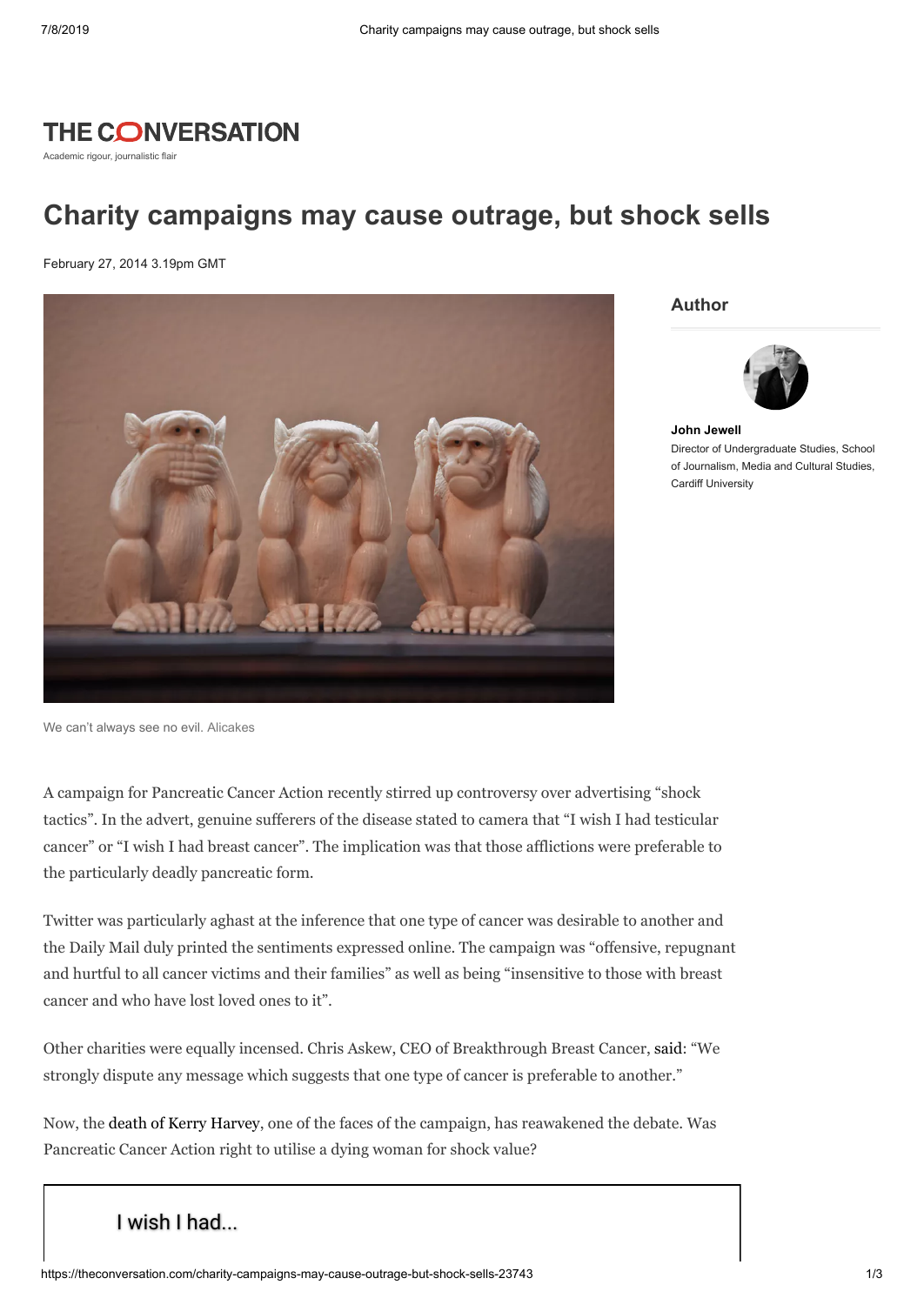THE CONVERSATION

Academic rigour, journalistic flair

# Charity campaigns may cause outrage, but shock sells

February 27, 2014 3.19pm GMT

We can't always see no evil. Alicakes

## Author

**John Jewell**
Director of Undergraduate Studies, School of Journalism, Media and Cultural Studies, Cardiff University

A campaign for Pancreatic Cancer Action recently stirred up controversy over advertising "shock tactics". In the advert, genuine sufferers of the disease stated to camera that "I wish I had testicular cancer" or "I wish I had breast cancer". The implication was that those afflictions were preferable to the particularly deadly pancreatic form.

Twitter was particularly aghast at the inference that one type of cancer was desirable to another and the Daily Mail duly printed the sentiments expressed online. The campaign was "offensive, repugnant and hurtful to all cancer victims and their families" as well as being "insensitive to those with breast cancer and who have lost loved ones to it".

Other charities were equally incensed. Chris Askew, CEO of Breakthrough Breast Cancer, said: "We strongly dispute any message which suggests that one type of cancer is preferable to another."

Now, the death of Kerry Harvey, one of the faces of the campaign, has reawakened the debate. Was Pancreatic Cancer Action right to utilise a dying woman for shock value?

I wish I had...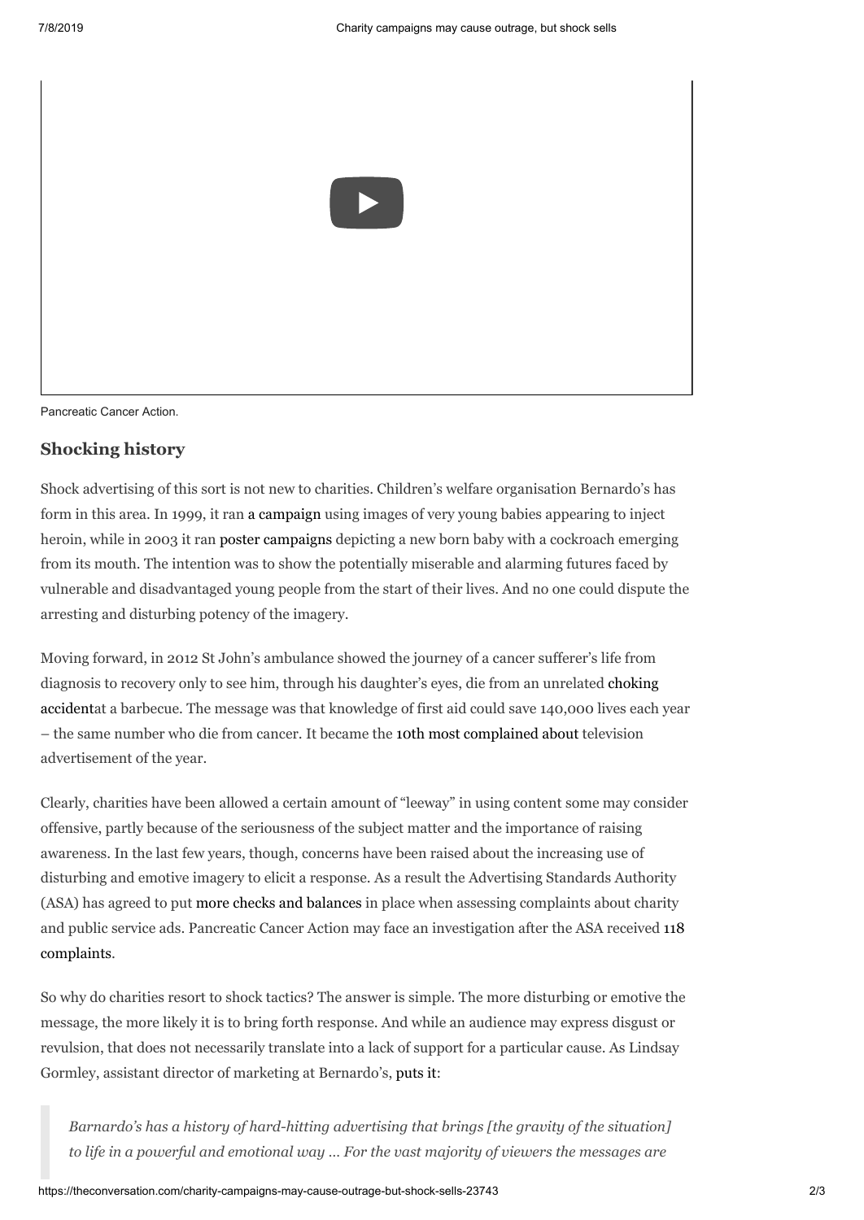Pancreatic Cancer Action.

## Shocking history

Shock advertising of this sort is not new to charities. Children's welfare organisation Bernardo's has form in this area. In 1999, it ran a campaign using images of very young babies appearing to inject heroin, while in 2003 it ran poster campaigns depicting a new born baby with a cockroach emerging from its mouth. The intention was to show the potentially miserable and alarming futures faced by vulnerable and disadvantaged young people from the start of their lives. And no one could dispute the arresting and disturbing potency of the imagery.

Moving forward, in 2012 St John's ambulance showed the journey of a cancer sufferer's life from diagnosis to recovery only to see him, through his daughter's eyes, die from an unrelated choking accidentat a barbecue. The message was that knowledge of first aid could save 140,000 lives each year – the same number who die from cancer. It became the 10th most complained about television advertisement of the year.

Clearly, charities have been allowed a certain amount of "leeway" in using content some may consider offensive, partly because of the seriousness of the subject matter and the importance of raising awareness. In the last few years, though, concerns have been raised about the increasing use of disturbing and emotive imagery to elicit a response. As a result the Advertising Standards Authority (ASA) has agreed to put more checks and balances in place when assessing complaints about charity and public service ads. Pancreatic Cancer Action may face an investigation after the ASA received 118 complaints.

So why do charities resort to shock tactics? The answer is simple. The more disturbing or emotive the message, the more likely it is to bring forth response. And while an audience may express disgust or revulsion, that does not necessarily translate into a lack of support for a particular cause. As Lindsay Gormley, assistant director of marketing at Bernardo's, puts it:

> *Barnardo's has a history of hard-hitting advertising that brings [the gravity of the situation] to life in a powerful and emotional way … For the vast majority of viewers the messages are*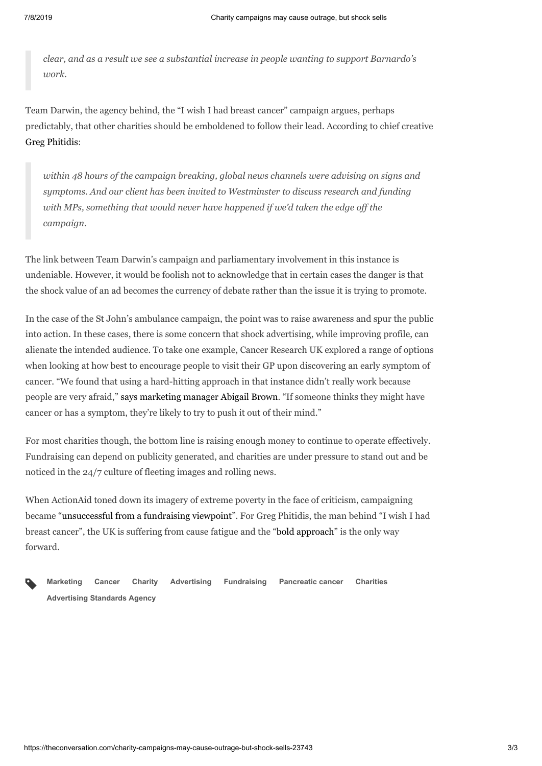> *clear, and as a result we see a substantial increase in people wanting to support Barnardo's work.*

Team Darwin, the agency behind, the "I wish I had breast cancer" campaign argues, perhaps predictably, that other charities should be emboldened to follow their lead. According to chief creative Greg Phitidis:

> *within 48 hours of the campaign breaking, global news channels were advising on signs and symptoms. And our client has been invited to Westminster to discuss research and funding with MPs, something that would never have happened if we'd taken the edge off the campaign.*

The link between Team Darwin's campaign and parliamentary involvement in this instance is undeniable. However, it would be foolish not to acknowledge that in certain cases the danger is that the shock value of an ad becomes the currency of debate rather than the issue it is trying to promote.

In the case of the St John's ambulance campaign, the point was to raise awareness and spur the public into action. In these cases, there is some concern that shock advertising, while improving profile, can alienate the intended audience. To take one example, Cancer Research UK explored a range of options when looking at how best to encourage people to visit their GP upon discovering an early symptom of cancer. "We found that using a hard-hitting approach in that instance didn't really work because people are very afraid," says marketing manager Abigail Brown. "If someone thinks they might have cancer or has a symptom, they're likely to try to push it out of their mind."

For most charities though, the bottom line is raising enough money to continue to operate effectively. Fundraising can depend on publicity generated, and charities are under pressure to stand out and be noticed in the 24/7 culture of fleeting images and rolling news.

When ActionAid toned down its imagery of extreme poverty in the face of criticism, campaigning became "unsuccessful from a fundraising viewpoint". For Greg Phitidis, the man behind "I wish I had breast cancer", the UK is suffering from cause fatigue and the "bold approach" is the only way forward.

**Marketing** **Cancer** **Charity** **Advertising** **Fundraising** **Pancreatic cancer** **Charities** **Advertising Standards Agency**